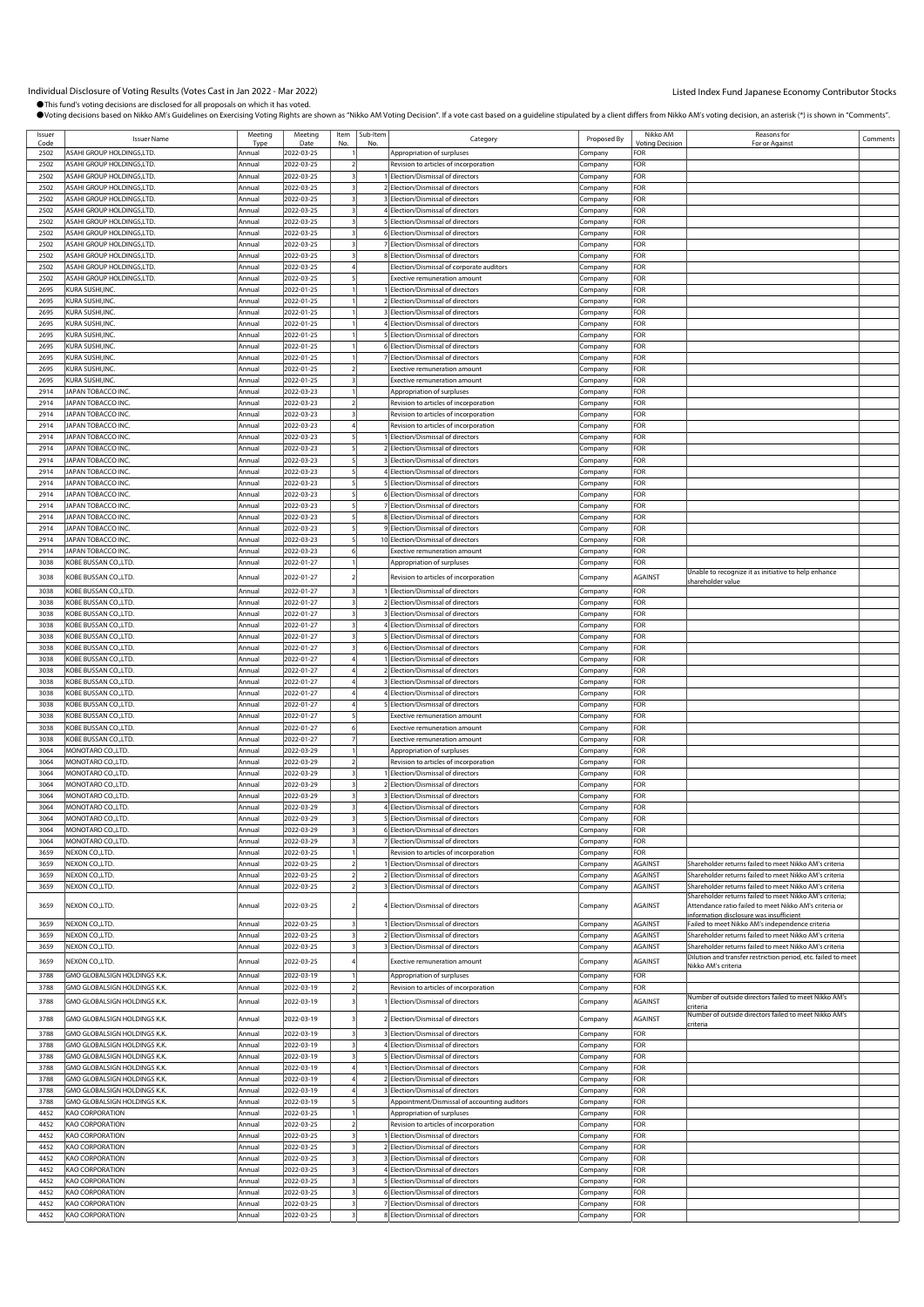# Individual Disclosure of Voting Results (Votes Cast in Jan 2022 - Mar 2022)

Listed Index Fund Japanese Economy Contributor Stocks

● This fund's voting decisions are disclosed for all proposals on which it has voted.

● Voting decisions based on Nikko AM's Guidelines on Exercising Voting Rights are shown as "Nikko AM Voting Decision". If a vote cast based on a guideline stipulated by a client differs from Nikko AM's voting decision, an asterisk (*) is shown in "Comments".

| Issuer Code | Issuer Name | Meeting Type | Meeting Date | Item No. | Sub-Item No. | Category | Proposed By | Nikko AM Voting Decision | Reasons for For or Against | Comments |
|---|---|---|---|---|---|---|---|---|---|---|
| 2502 | ASAHI GROUP HOLDINGS,LTD. | Annual | 2022-03-25 | 1 | | Appropriation of surpluses | Company | FOR | | |
| 2502 | ASAHI GROUP HOLDINGS,LTD. | Annual | 2022-03-25 | 2 | | Revision to articles of incorporation | Company | FOR | | |
| 2502 | ASAHI GROUP HOLDINGS,LTD. | Annual | 2022-03-25 | 3 | 1 | Election/Dismissal of directors | Company | FOR | | |
| 2502 | ASAHI GROUP HOLDINGS,LTD. | Annual | 2022-03-25 | 3 | 2 | Election/Dismissal of directors | Company | FOR | | |
| 2502 | ASAHI GROUP HOLDINGS,LTD. | Annual | 2022-03-25 | 3 | 3 | Election/Dismissal of directors | Company | FOR | | |
| 2502 | ASAHI GROUP HOLDINGS,LTD. | Annual | 2022-03-25 | 3 | 4 | Election/Dismissal of directors | Company | FOR | | |
| 2502 | ASAHI GROUP HOLDINGS,LTD. | Annual | 2022-03-25 | 3 | 5 | Election/Dismissal of directors | Company | FOR | | |
| 2502 | ASAHI GROUP HOLDINGS,LTD. | Annual | 2022-03-25 | 3 | 6 | Election/Dismissal of directors | Company | FOR | | |
| 2502 | ASAHI GROUP HOLDINGS,LTD. | Annual | 2022-03-25 | 3 | 7 | Election/Dismissal of directors | Company | FOR | | |
| 2502 | ASAHI GROUP HOLDINGS,LTD. | Annual | 2022-03-25 | 3 | 8 | Election/Dismissal of directors | Company | FOR | | |
| 2502 | ASAHI GROUP HOLDINGS,LTD. | Annual | 2022-03-25 | 4 | | Election/Dismissal of corporate auditors | Company | FOR | | |
| 2502 | ASAHI GROUP HOLDINGS,LTD. | Annual | 2022-03-25 | 5 | | Exective remuneration amount | Company | FOR | | |
| 2695 | KURA SUSHI,INC. | Annual | 2022-01-25 | 1 | 1 | Election/Dismissal of directors | Company | FOR | | |
| 2695 | KURA SUSHI,INC. | Annual | 2022-01-25 | 1 | 2 | Election/Dismissal of directors | Company | FOR | | |
| 2695 | KURA SUSHI,INC. | Annual | 2022-01-25 | 1 | 3 | Election/Dismissal of directors | Company | FOR | | |
| 2695 | KURA SUSHI,INC. | Annual | 2022-01-25 | 1 | 4 | Election/Dismissal of directors | Company | FOR | | |
| 2695 | KURA SUSHI,INC. | Annual | 2022-01-25 | 1 | 5 | Election/Dismissal of directors | Company | FOR | | |
| 2695 | KURA SUSHI,INC. | Annual | 2022-01-25 | 1 | 6 | Election/Dismissal of directors | Company | FOR | | |
| 2695 | KURA SUSHI,INC. | Annual | 2022-01-25 | 1 | 7 | Election/Dismissal of directors | Company | FOR | | |
| 2695 | KURA SUSHI,INC. | Annual | 2022-01-25 | 2 | | Exective remuneration amount | Company | FOR | | |
| 2695 | KURA SUSHI,INC. | Annual | 2022-01-25 | 3 | | Exective remuneration amount | Company | FOR | | |
| 2914 | JAPAN TOBACCO INC. | Annual | 2022-03-23 | 1 | | Appropriation of surpluses | Company | FOR | | |
| 2914 | JAPAN TOBACCO INC. | Annual | 2022-03-23 | 2 | | Revision to articles of incorporation | Company | FOR | | |
| 2914 | JAPAN TOBACCO INC. | Annual | 2022-03-23 | 3 | | Revision to articles of incorporation | Company | FOR | | |
| 2914 | JAPAN TOBACCO INC. | Annual | 2022-03-23 | 4 | | Revision to articles of incorporation | Company | FOR | | |
| 2914 | JAPAN TOBACCO INC. | Annual | 2022-03-23 | 5 | 1 | Election/Dismissal of directors | Company | FOR | | |
| 2914 | JAPAN TOBACCO INC. | Annual | 2022-03-23 | 5 | 2 | Election/Dismissal of directors | Company | FOR | | |
| 2914 | JAPAN TOBACCO INC. | Annual | 2022-03-23 | 5 | 3 | Election/Dismissal of directors | Company | FOR | | |
| 2914 | JAPAN TOBACCO INC. | Annual | 2022-03-23 | 5 | 4 | Election/Dismissal of directors | Company | FOR | | |
| 2914 | JAPAN TOBACCO INC. | Annual | 2022-03-23 | 5 | 5 | Election/Dismissal of directors | Company | FOR | | |
| 2914 | JAPAN TOBACCO INC. | Annual | 2022-03-23 | 5 | 6 | Election/Dismissal of directors | Company | FOR | | |
| 2914 | JAPAN TOBACCO INC. | Annual | 2022-03-23 | 5 | 7 | Election/Dismissal of directors | Company | FOR | | |
| 2914 | JAPAN TOBACCO INC. | Annual | 2022-03-23 | 5 | 8 | Election/Dismissal of directors | Company | FOR | | |
| 2914 | JAPAN TOBACCO INC. | Annual | 2022-03-23 | 5 | 9 | Election/Dismissal of directors | Company | FOR | | |
| 2914 | JAPAN TOBACCO INC. | Annual | 2022-03-23 | 5 | 10 | Election/Dismissal of directors | Company | FOR | | |
| 2914 | JAPAN TOBACCO INC. | Annual | 2022-03-23 | 6 | | Exective remuneration amount | Company | FOR | | |
| 3038 | KOBE BUSSAN CO.,LTD. | Annual | 2022-01-27 | 1 | | Appropriation of surpluses | Company | FOR | | |
| 3038 | KOBE BUSSAN CO.,LTD. | Annual | 2022-01-27 | 2 | | Revision to articles of incorporation | Company | AGAINST | Unable to recognize it as initiative to help enhance shareholder value | |
| 3038 | KOBE BUSSAN CO.,LTD. | Annual | 2022-01-27 | 3 | 1 | Election/Dismissal of directors | Company | FOR | | |
| 3038 | KOBE BUSSAN CO.,LTD. | Annual | 2022-01-27 | 3 | 2 | Election/Dismissal of directors | Company | FOR | | |
| 3038 | KOBE BUSSAN CO.,LTD. | Annual | 2022-01-27 | 3 | 3 | Election/Dismissal of directors | Company | FOR | | |
| 3038 | KOBE BUSSAN CO.,LTD. | Annual | 2022-01-27 | 3 | 4 | Election/Dismissal of directors | Company | FOR | | |
| 3038 | KOBE BUSSAN CO.,LTD. | Annual | 2022-01-27 | 3 | 5 | Election/Dismissal of directors | Company | FOR | | |
| 3038 | KOBE BUSSAN CO.,LTD. | Annual | 2022-01-27 | 3 | 6 | Election/Dismissal of directors | Company | FOR | | |
| 3038 | KOBE BUSSAN CO.,LTD. | Annual | 2022-01-27 | 4 | 1 | Election/Dismissal of directors | Company | FOR | | |
| 3038 | KOBE BUSSAN CO.,LTD. | Annual | 2022-01-27 | 4 | 2 | Election/Dismissal of directors | Company | FOR | | |
| 3038 | KOBE BUSSAN CO.,LTD. | Annual | 2022-01-27 | 4 | 3 | Election/Dismissal of directors | Company | FOR | | |
| 3038 | KOBE BUSSAN CO.,LTD. | Annual | 2022-01-27 | 4 | 4 | Election/Dismissal of directors | Company | FOR | | |
| 3038 | KOBE BUSSAN CO.,LTD. | Annual | 2022-01-27 | 4 | 5 | Election/Dismissal of directors | Company | FOR | | |
| 3038 | KOBE BUSSAN CO.,LTD. | Annual | 2022-01-27 | 5 | | Exective remuneration amount | Company | FOR | | |
| 3038 | KOBE BUSSAN CO.,LTD. | Annual | 2022-01-27 | 6 | | Exective remuneration amount | Company | FOR | | |
| 3038 | KOBE BUSSAN CO.,LTD. | Annual | 2022-01-27 | 7 | | Exective remuneration amount | Company | FOR | | |
| 3064 | MONOTARO CO.,LTD. | Annual | 2022-03-29 | 1 | | Appropriation of surpluses | Company | FOR | | |
| 3064 | MONOTARO CO.,LTD. | Annual | 2022-03-29 | 2 | | Revision to articles of incorporation | Company | FOR | | |
| 3064 | MONOTARO CO.,LTD. | Annual | 2022-03-29 | 3 | 1 | Election/Dismissal of directors | Company | FOR | | |
| 3064 | MONOTARO CO.,LTD. | Annual | 2022-03-29 | 3 | 2 | Election/Dismissal of directors | Company | FOR | | |
| 3064 | MONOTARO CO.,LTD. | Annual | 2022-03-29 | 3 | 3 | Election/Dismissal of directors | Company | FOR | | |
| 3064 | MONOTARO CO.,LTD. | Annual | 2022-03-29 | 3 | 4 | Election/Dismissal of directors | Company | FOR | | |
| 3064 | MONOTARO CO.,LTD. | Annual | 2022-03-29 | 3 | 5 | Election/Dismissal of directors | Company | FOR | | |
| 3064 | MONOTARO CO.,LTD. | Annual | 2022-03-29 | 3 | 6 | Election/Dismissal of directors | Company | FOR | | |
| 3064 | MONOTARO CO.,LTD. | Annual | 2022-03-29 | 3 | 7 | Election/Dismissal of directors | Company | FOR | | |
| 3659 | NEXON CO.,LTD. | Annual | 2022-03-25 | 1 | | Revision to articles of incorporation | Company | FOR | | |
| 3659 | NEXON CO.,LTD. | Annual | 2022-03-25 | 2 | 1 | Election/Dismissal of directors | Company | AGAINST | Shareholder returns failed to meet Nikko AM's criteria | |
| 3659 | NEXON CO.,LTD. | Annual | 2022-03-25 | 2 | 2 | Election/Dismissal of directors | Company | AGAINST | Shareholder returns failed to meet Nikko AM's criteria | |
| 3659 | NEXON CO.,LTD. | Annual | 2022-03-25 | 2 | 3 | Election/Dismissal of directors | Company | AGAINST | Shareholder returns failed to meet Nikko AM's criteria | |
| 3659 | NEXON CO.,LTD. | Annual | 2022-03-25 | 2 | 4 | Election/Dismissal of directors | Company | AGAINST | Shareholder returns failed to meet Nikko AM's criteria; Attendance ratio failed to meet Nikko AM's criteria or information disclosure was insufficient | |
| 3659 | NEXON CO.,LTD. | Annual | 2022-03-25 | 3 | 1 | Election/Dismissal of directors | Company | AGAINST | Failed to meet Nikko AM's independence criteria | |
| 3659 | NEXON CO.,LTD. | Annual | 2022-03-25 | 3 | 2 | Election/Dismissal of directors | Company | AGAINST | Shareholder returns failed to meet Nikko AM's criteria | |
| 3659 | NEXON CO.,LTD. | Annual | 2022-03-25 | 3 | 3 | Election/Dismissal of directors | Company | AGAINST | Shareholder returns failed to meet Nikko AM's criteria | |
| 3659 | NEXON CO.,LTD. | Annual | 2022-03-25 | 4 | | Exective remuneration amount | Company | AGAINST | Dilution and transfer restriction period, etc. failed to meet Nikko AM's criteria | |
| 3788 | GMO GLOBALSIGN HOLDINGS K.K. | Annual | 2022-03-19 | 1 | | Appropriation of surpluses | Company | FOR | | |
| 3788 | GMO GLOBALSIGN HOLDINGS K.K. | Annual | 2022-03-19 | 2 | | Revision to articles of incorporation | Company | FOR | | |
| 3788 | GMO GLOBALSIGN HOLDINGS K.K. | Annual | 2022-03-19 | 3 | 1 | Election/Dismissal of directors | Company | AGAINST | Number of outside directors failed to meet Nikko AM's criteria | |
| 3788 | GMO GLOBALSIGN HOLDINGS K.K. | Annual | 2022-03-19 | 3 | 2 | Election/Dismissal of directors | Company | AGAINST | Number of outside directors failed to meet Nikko AM's criteria | |
| 3788 | GMO GLOBALSIGN HOLDINGS K.K. | Annual | 2022-03-19 | 3 | 3 | Election/Dismissal of directors | Company | FOR | | |
| 3788 | GMO GLOBALSIGN HOLDINGS K.K. | Annual | 2022-03-19 | 3 | 4 | Election/Dismissal of directors | Company | FOR | | |
| 3788 | GMO GLOBALSIGN HOLDINGS K.K. | Annual | 2022-03-19 | 3 | 5 | Election/Dismissal of directors | Company | FOR | | |
| 3788 | GMO GLOBALSIGN HOLDINGS K.K. | Annual | 2022-03-19 | 4 | 1 | Election/Dismissal of directors | Company | FOR | | |
| 3788 | GMO GLOBALSIGN HOLDINGS K.K. | Annual | 2022-03-19 | 4 | 2 | Election/Dismissal of directors | Company | FOR | | |
| 3788 | GMO GLOBALSIGN HOLDINGS K.K. | Annual | 2022-03-19 | 4 | 3 | Election/Dismissal of directors | Company | FOR | | |
| 3788 | GMO GLOBALSIGN HOLDINGS K.K. | Annual | 2022-03-19 | 5 | | Appointment/Dismissal of accounting auditors | Company | FOR | | |
| 4452 | KAO CORPORATION | Annual | 2022-03-25 | 1 | | Appropriation of surpluses | Company | FOR | | |
| 4452 | KAO CORPORATION | Annual | 2022-03-25 | 2 | | Revision to articles of incorporation | Company | FOR | | |
| 4452 | KAO CORPORATION | Annual | 2022-03-25 | 3 | 1 | Election/Dismissal of directors | Company | FOR | | |
| 4452 | KAO CORPORATION | Annual | 2022-03-25 | 3 | 2 | Election/Dismissal of directors | Company | FOR | | |
| 4452 | KAO CORPORATION | Annual | 2022-03-25 | 3 | 3 | Election/Dismissal of directors | Company | FOR | | |
| 4452 | KAO CORPORATION | Annual | 2022-03-25 | 3 | 4 | Election/Dismissal of directors | Company | FOR | | |
| 4452 | KAO CORPORATION | Annual | 2022-03-25 | 3 | 5 | Election/Dismissal of directors | Company | FOR | | |
| 4452 | KAO CORPORATION | Annual | 2022-03-25 | 3 | 6 | Election/Dismissal of directors | Company | FOR | | |
| 4452 | KAO CORPORATION | Annual | 2022-03-25 | 3 | 7 | Election/Dismissal of directors | Company | FOR | | |
| 4452 | KAO CORPORATION | Annual | 2022-03-25 | 3 | 8 | Election/Dismissal of directors | Company | FOR | | |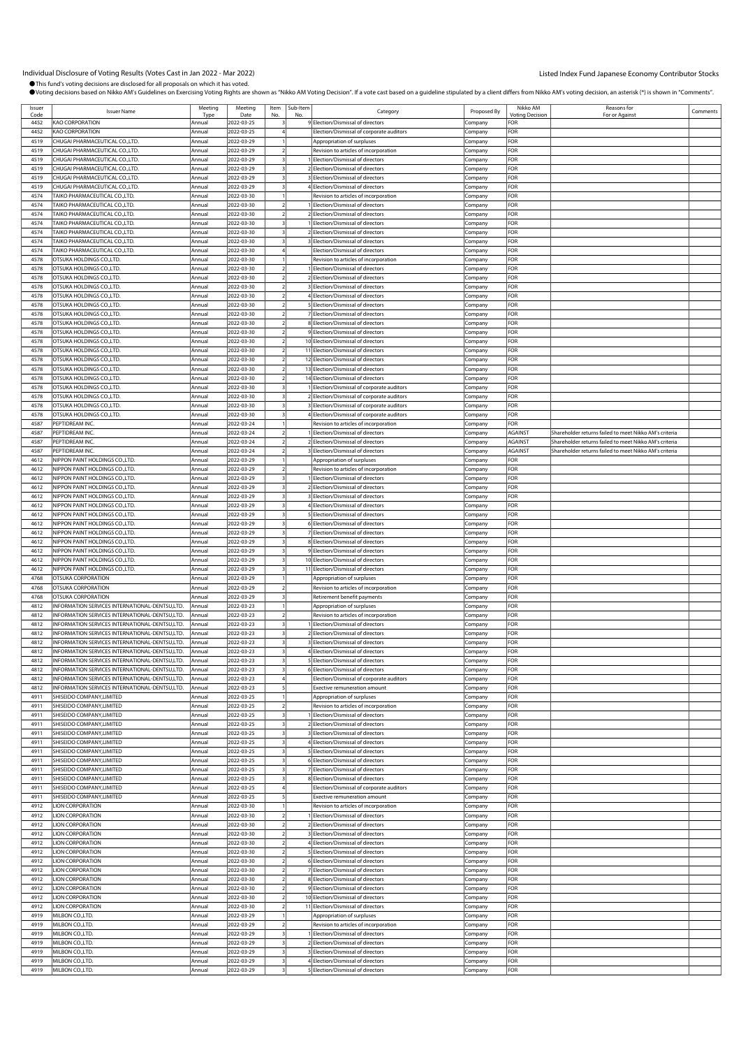Individual Disclosure of Voting Results (Votes Cast in Jan 2022 - Mar 2022)

Listed Index Fund Japanese Economy Contributor Stocks

●This fund's voting decisions are disclosed for all proposals on which it has voted.

●Voting decisions based on Nikko AM's Guidelines on Exercising Voting Rights are shown as "Nikko AM Voting Decision". If a vote cast based on a guideline stipulated by a client differs from Nikko AM's voting decision, an asterisk (*) is shown in "Comments".

| Issuer Code | Issuer Name | Meeting Type | Meeting Date | Item No. | Sub-Item No. | Category | Proposed By | Nikko AM Voting Decision | Reasons for For or Against | Comments |
|---|---|---|---|---|---|---|---|---|---|---|
| 4452 | KAO CORPORATION | Annual | 2022-03-25 | 3 | 9 | Election/Dismissal of directors | Company | FOR | | |
| 4452 | KAO CORPORATION | Annual | 2022-03-25 | 4 | | Election/Dismissal of corporate auditors | Company | FOR | | |
| 4519 | CHUGAI PHARMACEUTICAL CO.,LTD. | Annual | 2022-03-29 | 1 | | Appropriation of surpluses | Company | FOR | | |
| 4519 | CHUGAI PHARMACEUTICAL CO.,LTD. | Annual | 2022-03-29 | 2 | | Revision to articles of incorporation | Company | FOR | | |
| 4519 | CHUGAI PHARMACEUTICAL CO.,LTD. | Annual | 2022-03-29 | 3 | 1 | Election/Dismissal of directors | Company | FOR | | |
| 4519 | CHUGAI PHARMACEUTICAL CO.,LTD. | Annual | 2022-03-29 | 3 | 2 | Election/Dismissal of directors | Company | FOR | | |
| 4519 | CHUGAI PHARMACEUTICAL CO.,LTD. | Annual | 2022-03-29 | 3 | 3 | Election/Dismissal of directors | Company | FOR | | |
| 4519 | CHUGAI PHARMACEUTICAL CO.,LTD. | Annual | 2022-03-29 | 3 | 4 | Election/Dismissal of directors | Company | FOR | | |
| 4574 | TAIKO PHARMACEUTICAL CO.,LTD. | Annual | 2022-03-30 | 1 | | Revision to articles of incorporation | Company | FOR | | |
| 4574 | TAIKO PHARMACEUTICAL CO.,LTD. | Annual | 2022-03-30 | 2 | 1 | Election/Dismissal of directors | Company | FOR | | |
| 4574 | TAIKO PHARMACEUTICAL CO.,LTD. | Annual | 2022-03-30 | 2 | 2 | Election/Dismissal of directors | Company | FOR | | |
| 4574 | TAIKO PHARMACEUTICAL CO.,LTD. | Annual | 2022-03-30 | 3 | 1 | Election/Dismissal of directors | Company | FOR | | |
| 4574 | TAIKO PHARMACEUTICAL CO.,LTD. | Annual | 2022-03-30 | 3 | 2 | Election/Dismissal of directors | Company | FOR | | |
| 4574 | TAIKO PHARMACEUTICAL CO.,LTD. | Annual | 2022-03-30 | 3 | 3 | Election/Dismissal of directors | Company | FOR | | |
| 4574 | TAIKO PHARMACEUTICAL CO.,LTD. | Annual | 2022-03-30 | 4 | | Election/Dismissal of directors | Company | FOR | | |
| 4578 | OTSUKA HOLDINGS CO.,LTD. | Annual | 2022-03-30 | 1 | | Revision to articles of incorporation | Company | FOR | | |
| 4578 | OTSUKA HOLDINGS CO.,LTD. | Annual | 2022-03-30 | 2 | 1 | Election/Dismissal of directors | Company | FOR | | |
| 4578 | OTSUKA HOLDINGS CO.,LTD. | Annual | 2022-03-30 | 2 | 2 | Election/Dismissal of directors | Company | FOR | | |
| 4578 | OTSUKA HOLDINGS CO.,LTD. | Annual | 2022-03-30 | 2 | 3 | Election/Dismissal of directors | Company | FOR | | |
| 4578 | OTSUKA HOLDINGS CO.,LTD. | Annual | 2022-03-30 | 2 | 4 | Election/Dismissal of directors | Company | FOR | | |
| 4578 | OTSUKA HOLDINGS CO.,LTD. | Annual | 2022-03-30 | 2 | 5 | Election/Dismissal of directors | Company | FOR | | |
| 4578 | OTSUKA HOLDINGS CO.,LTD. | Annual | 2022-03-30 | 2 | 7 | Election/Dismissal of directors | Company | FOR | | |
| 4578 | OTSUKA HOLDINGS CO.,LTD. | Annual | 2022-03-30 | 2 | 8 | Election/Dismissal of directors | Company | FOR | | |
| 4578 | OTSUKA HOLDINGS CO.,LTD. | Annual | 2022-03-30 | 2 | 9 | Election/Dismissal of directors | Company | FOR | | |
| 4578 | OTSUKA HOLDINGS CO.,LTD. | Annual | 2022-03-30 | 2 | 10 | Election/Dismissal of directors | Company | FOR | | |
| 4578 | OTSUKA HOLDINGS CO.,LTD. | Annual | 2022-03-30 | 2 | 11 | Election/Dismissal of directors | Company | FOR | | |
| 4578 | OTSUKA HOLDINGS CO.,LTD. | Annual | 2022-03-30 | 2 | 12 | Election/Dismissal of directors | Company | FOR | | |
| 4578 | OTSUKA HOLDINGS CO.,LTD. | Annual | 2022-03-30 | 2 | 13 | Election/Dismissal of directors | Company | FOR | | |
| 4578 | OTSUKA HOLDINGS CO.,LTD. | Annual | 2022-03-30 | 2 | 14 | Election/Dismissal of directors | Company | FOR | | |
| 4578 | OTSUKA HOLDINGS CO.,LTD. | Annual | 2022-03-30 | 3 | 1 | Election/Dismissal of corporate auditors | Company | FOR | | |
| 4578 | OTSUKA HOLDINGS CO.,LTD. | Annual | 2022-03-30 | 3 | 2 | Election/Dismissal of corporate auditors | Company | FOR | | |
| 4578 | OTSUKA HOLDINGS CO.,LTD. | Annual | 2022-03-30 | 3 | 3 | Election/Dismissal of corporate auditors | Company | FOR | | |
| 4578 | OTSUKA HOLDINGS CO.,LTD. | Annual | 2022-03-30 | 3 | 4 | Election/Dismissal of corporate auditors | Company | FOR | | |
| 4587 | PEPTIDREAM INC. | Annual | 2022-03-24 | 1 | | Revision to articles of incorporation | Company | FOR | | |
| 4587 | PEPTIDREAM INC. | Annual | 2022-03-24 | 2 | 1 | Election/Dismissal of directors | Company | AGAINST | Shareholder returns failed to meet Nikko AM's criteria | |
| 4587 | PEPTIDREAM INC. | Annual | 2022-03-24 | 2 | 2 | Election/Dismissal of directors | Company | AGAINST | Shareholder returns failed to meet Nikko AM's criteria | |
| 4587 | PEPTIDREAM INC. | Annual | 2022-03-24 | 2 | 3 | Election/Dismissal of directors | Company | AGAINST | Shareholder returns failed to meet Nikko AM's criteria | |
| 4612 | NIPPON PAINT HOLDINGS CO.,LTD. | Annual | 2022-03-29 | 1 | | Appropriation of surpluses | Company | FOR | | |
| 4612 | NIPPON PAINT HOLDINGS CO.,LTD. | Annual | 2022-03-29 | 2 | | Revision to articles of incorporation | Company | FOR | | |
| 4612 | NIPPON PAINT HOLDINGS CO.,LTD. | Annual | 2022-03-29 | 3 | 1 | Election/Dismissal of directors | Company | FOR | | |
| 4612 | NIPPON PAINT HOLDINGS CO.,LTD. | Annual | 2022-03-29 | 3 | 2 | Election/Dismissal of directors | Company | FOR | | |
| 4612 | NIPPON PAINT HOLDINGS CO.,LTD. | Annual | 2022-03-29 | 3 | 3 | Election/Dismissal of directors | Company | FOR | | |
| 4612 | NIPPON PAINT HOLDINGS CO.,LTD. | Annual | 2022-03-29 | 3 | 4 | Election/Dismissal of directors | Company | FOR | | |
| 4612 | NIPPON PAINT HOLDINGS CO.,LTD. | Annual | 2022-03-29 | 3 | 5 | Election/Dismissal of directors | Company | FOR | | |
| 4612 | NIPPON PAINT HOLDINGS CO.,LTD. | Annual | 2022-03-29 | 3 | 6 | Election/Dismissal of directors | Company | FOR | | |
| 4612 | NIPPON PAINT HOLDINGS CO.,LTD. | Annual | 2022-03-29 | 3 | 7 | Election/Dismissal of directors | Company | FOR | | |
| 4612 | NIPPON PAINT HOLDINGS CO.,LTD. | Annual | 2022-03-29 | 3 | 8 | Election/Dismissal of directors | Company | FOR | | |
| 4612 | NIPPON PAINT HOLDINGS CO.,LTD. | Annual | 2022-03-29 | 3 | 9 | Election/Dismissal of directors | Company | FOR | | |
| 4612 | NIPPON PAINT HOLDINGS CO.,LTD. | Annual | 2022-03-29 | 3 | 10 | Election/Dismissal of directors | Company | FOR | | |
| 4612 | NIPPON PAINT HOLDINGS CO.,LTD. | Annual | 2022-03-29 | 3 | 11 | Election/Dismissal of directors | Company | FOR | | |
| 4768 | OTSUKA CORPORATION | Annual | 2022-03-29 | 1 | | Appropriation of surpluses | Company | FOR | | |
| 4768 | OTSUKA CORPORATION | Annual | 2022-03-29 | 2 | | Revision to articles of incorporation | Company | FOR | | |
| 4768 | OTSUKA CORPORATION | Annual | 2022-03-29 | 3 | | Retirement benefit payments | Company | FOR | | |
| 4812 | INFORMATION SERVICES INTERNATIONAL-DENTSU,LTD. | Annual | 2022-03-23 | 1 | | Appropriation of surpluses | Company | FOR | | |
| 4812 | INFORMATION SERVICES INTERNATIONAL-DENTSU,LTD. | Annual | 2022-03-23 | 2 | | Revision to articles of incorporation | Company | FOR | | |
| 4812 | INFORMATION SERVICES INTERNATIONAL-DENTSU,LTD. | Annual | 2022-03-23 | 3 | 1 | Election/Dismissal of directors | Company | FOR | | |
| 4812 | INFORMATION SERVICES INTERNATIONAL-DENTSU,LTD. | Annual | 2022-03-23 | 3 | 2 | Election/Dismissal of directors | Company | FOR | | |
| 4812 | INFORMATION SERVICES INTERNATIONAL-DENTSU,LTD. | Annual | 2022-03-23 | 3 | 3 | Election/Dismissal of directors | Company | FOR | | |
| 4812 | INFORMATION SERVICES INTERNATIONAL-DENTSU,LTD. | Annual | 2022-03-23 | 3 | 4 | Election/Dismissal of directors | Company | FOR | | |
| 4812 | INFORMATION SERVICES INTERNATIONAL-DENTSU,LTD. | Annual | 2022-03-23 | 3 | 5 | Election/Dismissal of directors | Company | FOR | | |
| 4812 | INFORMATION SERVICES INTERNATIONAL-DENTSU,LTD. | Annual | 2022-03-23 | 3 | 6 | Election/Dismissal of directors | Company | FOR | | |
| 4812 | INFORMATION SERVICES INTERNATIONAL-DENTSU,LTD. | Annual | 2022-03-23 | 4 | | Election/Dismissal of corporate auditors | Company | FOR | | |
| 4812 | INFORMATION SERVICES INTERNATIONAL-DENTSU,LTD. | Annual | 2022-03-23 | 5 | | Exective remuneration amount | Company | FOR | | |
| 4911 | SHISEIDO COMPANY,LIMITED | Annual | 2022-03-25 | 1 | | Appropriation of surpluses | Company | FOR | | |
| 4911 | SHISEIDO COMPANY,LIMITED | Annual | 2022-03-25 | 2 | | Revision to articles of incorporation | Company | FOR | | |
| 4911 | SHISEIDO COMPANY,LIMITED | Annual | 2022-03-25 | 3 | 1 | Election/Dismissal of directors | Company | FOR | | |
| 4911 | SHISEIDO COMPANY,LIMITED | Annual | 2022-03-25 | 3 | 2 | Election/Dismissal of directors | Company | FOR | | |
| 4911 | SHISEIDO COMPANY,LIMITED | Annual | 2022-03-25 | 3 | 3 | Election/Dismissal of directors | Company | FOR | | |
| 4911 | SHISEIDO COMPANY,LIMITED | Annual | 2022-03-25 | 3 | 4 | Election/Dismissal of directors | Company | FOR | | |
| 4911 | SHISEIDO COMPANY,LIMITED | Annual | 2022-03-25 | 3 | 5 | Election/Dismissal of directors | Company | FOR | | |
| 4911 | SHISEIDO COMPANY,LIMITED | Annual | 2022-03-25 | 3 | 6 | Election/Dismissal of directors | Company | FOR | | |
| 4911 | SHISEIDO COMPANY,LIMITED | Annual | 2022-03-25 | 3 | 7 | Election/Dismissal of directors | Company | FOR | | |
| 4911 | SHISEIDO COMPANY,LIMITED | Annual | 2022-03-25 | 3 | 8 | Election/Dismissal of directors | Company | FOR | | |
| 4911 | SHISEIDO COMPANY,LIMITED | Annual | 2022-03-25 | 4 | | Election/Dismissal of corporate auditors | Company | FOR | | |
| 4911 | SHISEIDO COMPANY,LIMITED | Annual | 2022-03-25 | 5 | | Exective remuneration amount | Company | FOR | | |
| 4912 | LION CORPORATION | Annual | 2022-03-30 | 1 | | Revision to articles of incorporation | Company | FOR | | |
| 4912 | LION CORPORATION | Annual | 2022-03-30 | 2 | 1 | Election/Dismissal of directors | Company | FOR | | |
| 4912 | LION CORPORATION | Annual | 2022-03-30 | 2 | 2 | Election/Dismissal of directors | Company | FOR | | |
| 4912 | LION CORPORATION | Annual | 2022-03-30 | 2 | 3 | Election/Dismissal of directors | Company | FOR | | |
| 4912 | LION CORPORATION | Annual | 2022-03-30 | 2 | 4 | Election/Dismissal of directors | Company | FOR | | |
| 4912 | LION CORPORATION | Annual | 2022-03-30 | 2 | 5 | Election/Dismissal of directors | Company | FOR | | |
| 4912 | LION CORPORATION | Annual | 2022-03-30 | 2 | 6 | Election/Dismissal of directors | Company | FOR | | |
| 4912 | LION CORPORATION | Annual | 2022-03-30 | 2 | 7 | Election/Dismissal of directors | Company | FOR | | |
| 4912 | LION CORPORATION | Annual | 2022-03-30 | 2 | 8 | Election/Dismissal of directors | Company | FOR | | |
| 4912 | LION CORPORATION | Annual | 2022-03-30 | 2 | 9 | Election/Dismissal of directors | Company | FOR | | |
| 4912 | LION CORPORATION | Annual | 2022-03-30 | 2 | 10 | Election/Dismissal of directors | Company | FOR | | |
| 4912 | LION CORPORATION | Annual | 2022-03-30 | 2 | 11 | Election/Dismissal of directors | Company | FOR | | |
| 4919 | MILBON CO.,LTD. | Annual | 2022-03-29 | 1 | | Appropriation of surpluses | Company | FOR | | |
| 4919 | MILBON CO.,LTD. | Annual | 2022-03-29 | 2 | | Revision to articles of incorporation | Company | FOR | | |
| 4919 | MILBON CO.,LTD. | Annual | 2022-03-29 | 3 | 1 | Election/Dismissal of directors | Company | FOR | | |
| 4919 | MILBON CO.,LTD. | Annual | 2022-03-29 | 3 | 2 | Election/Dismissal of directors | Company | FOR | | |
| 4919 | MILBON CO.,LTD. | Annual | 2022-03-29 | 3 | 3 | Election/Dismissal of directors | Company | FOR | | |
| 4919 | MILBON CO.,LTD. | Annual | 2022-03-29 | 3 | 4 | Election/Dismissal of directors | Company | FOR | | |
| 4919 | MILBON CO.,LTD. | Annual | 2022-03-29 | 3 | 5 | Election/Dismissal of directors | Company | FOR | | |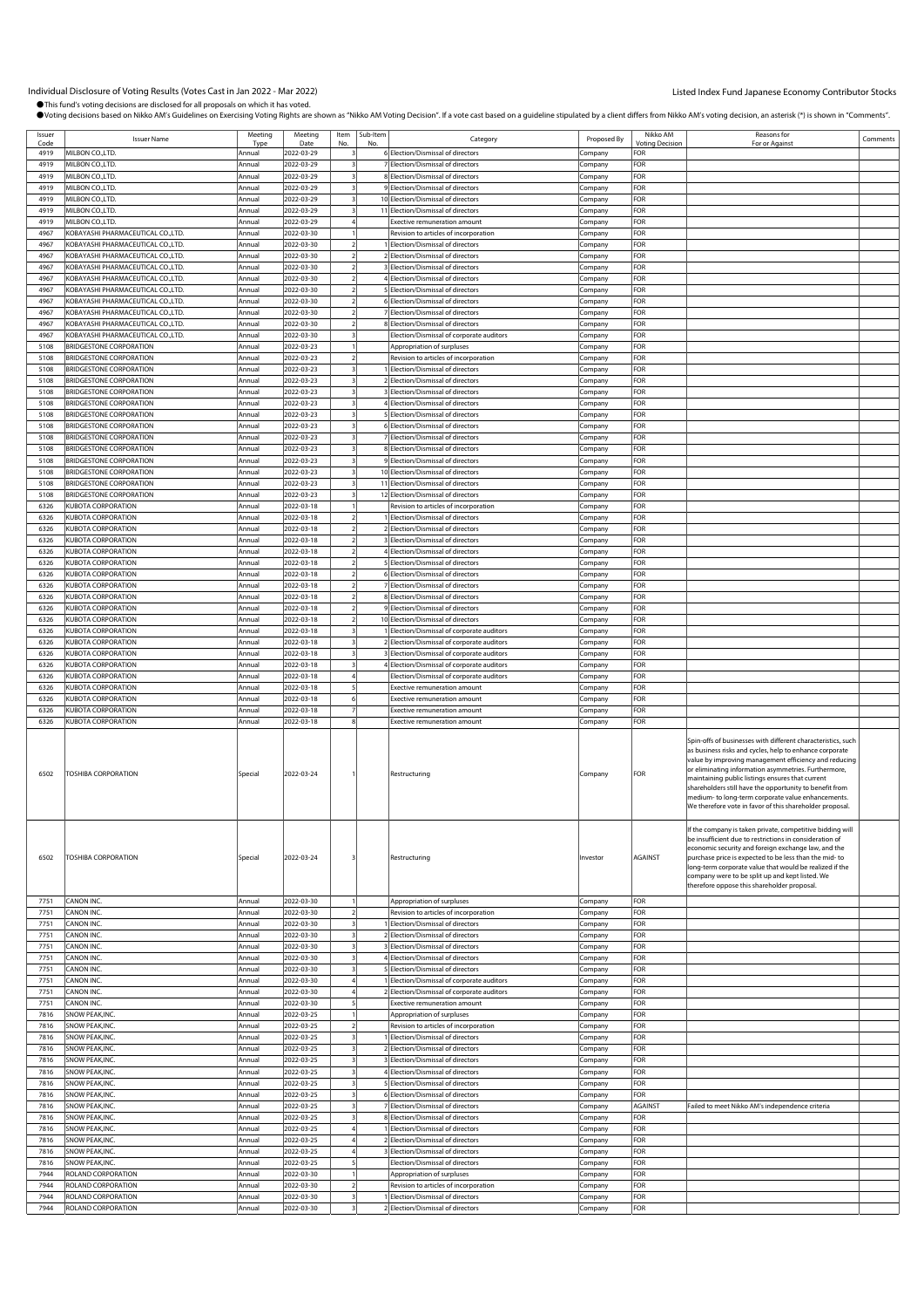Individual Disclosure of Voting Results (Votes Cast in Jan 2022 - Mar 2022)

Listed Index Fund Japanese Economy Contributor Stocks

●This fund's voting decisions are disclosed for all proposals on which it has voted.
●Voting decisions based on Nikko AM's Guidelines on Exercising Voting Rights are shown as "Nikko AM Voting Decision". If a vote cast based on a guideline stipulated by a client differs from Nikko AM's voting decision, an asterisk (*) is shown in "Comments".

| Issuer Code | Issuer Name | Meeting Type | Meeting Date | Item No. | Sub-Item No. | Category | Proposed By | Nikko AM Voting Decision | Reasons for For or Against | Comments |
|---|---|---|---|---|---|---|---|---|---|---|
| 4919 | MILBON CO.,LTD. | Annual | 2022-03-29 | 3 | 6 | Election/Dismissal of directors | Company | FOR | | |
| 4919 | MILBON CO.,LTD. | Annual | 2022-03-29 | 3 | 7 | Election/Dismissal of directors | Company | FOR | | |
| 4919 | MILBON CO.,LTD. | Annual | 2022-03-29 | 3 | 8 | Election/Dismissal of directors | Company | FOR | | |
| 4919 | MILBON CO.,LTD. | Annual | 2022-03-29 | 3 | 9 | Election/Dismissal of directors | Company | FOR | | |
| 4919 | MILBON CO.,LTD. | Annual | 2022-03-29 | 3 | 10 | Election/Dismissal of directors | Company | FOR | | |
| 4919 | MILBON CO.,LTD. | Annual | 2022-03-29 | 3 | 11 | Election/Dismissal of directors | Company | FOR | | |
| 4919 | MILBON CO.,LTD. | Annual | 2022-03-29 | 4 | | Exective remuneration amount | Company | FOR | | |
| 4967 | KOBAYASHI PHARMACEUTICAL CO.,LTD. | Annual | 2022-03-30 | 1 | | Revision to articles of incorporation | Company | FOR | | |
| 4967 | KOBAYASHI PHARMACEUTICAL CO.,LTD. | Annual | 2022-03-30 | 2 | 1 | Election/Dismissal of directors | Company | FOR | | |
| 4967 | KOBAYASHI PHARMACEUTICAL CO.,LTD. | Annual | 2022-03-30 | 2 | 2 | Election/Dismissal of directors | Company | FOR | | |
| 4967 | KOBAYASHI PHARMACEUTICAL CO.,LTD. | Annual | 2022-03-30 | 2 | 3 | Election/Dismissal of directors | Company | FOR | | |
| 4967 | KOBAYASHI PHARMACEUTICAL CO.,LTD. | Annual | 2022-03-30 | 2 | 4 | Election/Dismissal of directors | Company | FOR | | |
| 4967 | KOBAYASHI PHARMACEUTICAL CO.,LTD. | Annual | 2022-03-30 | 2 | 5 | Election/Dismissal of directors | Company | FOR | | |
| 4967 | KOBAYASHI PHARMACEUTICAL CO.,LTD. | Annual | 2022-03-30 | 2 | 6 | Election/Dismissal of directors | Company | FOR | | |
| 4967 | KOBAYASHI PHARMACEUTICAL CO.,LTD. | Annual | 2022-03-30 | 2 | 7 | Election/Dismissal of directors | Company | FOR | | |
| 4967 | KOBAYASHI PHARMACEUTICAL CO.,LTD. | Annual | 2022-03-30 | 2 | 8 | Election/Dismissal of directors | Company | FOR | | |
| 4967 | KOBAYASHI PHARMACEUTICAL CO.,LTD. | Annual | 2022-03-30 | 3 | | Election/Dismissal of corporate auditors | Company | FOR | | |
| 5108 | BRIDGESTONE CORPORATION | Annual | 2022-03-23 | 1 | | Appropriation of surpluses | Company | FOR | | |
| 5108 | BRIDGESTONE CORPORATION | Annual | 2022-03-23 | 2 | | Revision to articles of incorporation | Company | FOR | | |
| 5108 | BRIDGESTONE CORPORATION | Annual | 2022-03-23 | 3 | 1 | Election/Dismissal of directors | Company | FOR | | |
| 5108 | BRIDGESTONE CORPORATION | Annual | 2022-03-23 | 3 | 2 | Election/Dismissal of directors | Company | FOR | | |
| 5108 | BRIDGESTONE CORPORATION | Annual | 2022-03-23 | 3 | 3 | Election/Dismissal of directors | Company | FOR | | |
| 5108 | BRIDGESTONE CORPORATION | Annual | 2022-03-23 | 3 | 4 | Election/Dismissal of directors | Company | FOR | | |
| 5108 | BRIDGESTONE CORPORATION | Annual | 2022-03-23 | 3 | 5 | Election/Dismissal of directors | Company | FOR | | |
| 5108 | BRIDGESTONE CORPORATION | Annual | 2022-03-23 | 3 | 6 | Election/Dismissal of directors | Company | FOR | | |
| 5108 | BRIDGESTONE CORPORATION | Annual | 2022-03-23 | 3 | 7 | Election/Dismissal of directors | Company | FOR | | |
| 5108 | BRIDGESTONE CORPORATION | Annual | 2022-03-23 | 3 | 8 | Election/Dismissal of directors | Company | FOR | | |
| 5108 | BRIDGESTONE CORPORATION | Annual | 2022-03-23 | 3 | 9 | Election/Dismissal of directors | Company | FOR | | |
| 5108 | BRIDGESTONE CORPORATION | Annual | 2022-03-23 | 3 | 10 | Election/Dismissal of directors | Company | FOR | | |
| 5108 | BRIDGESTONE CORPORATION | Annual | 2022-03-23 | 3 | 11 | Election/Dismissal of directors | Company | FOR | | |
| 5108 | BRIDGESTONE CORPORATION | Annual | 2022-03-23 | 3 | 12 | Election/Dismissal of directors | Company | FOR | | |
| 6326 | KUBOTA CORPORATION | Annual | 2022-03-18 | 1 | | Revision to articles of incorporation | Company | FOR | | |
| 6326 | KUBOTA CORPORATION | Annual | 2022-03-18 | 2 | 1 | Election/Dismissal of directors | Company | FOR | | |
| 6326 | KUBOTA CORPORATION | Annual | 2022-03-18 | 2 | 2 | Election/Dismissal of directors | Company | FOR | | |
| 6326 | KUBOTA CORPORATION | Annual | 2022-03-18 | 2 | 3 | Election/Dismissal of directors | Company | FOR | | |
| 6326 | KUBOTA CORPORATION | Annual | 2022-03-18 | 2 | 4 | Election/Dismissal of directors | Company | FOR | | |
| 6326 | KUBOTA CORPORATION | Annual | 2022-03-18 | 2 | 5 | Election/Dismissal of directors | Company | FOR | | |
| 6326 | KUBOTA CORPORATION | Annual | 2022-03-18 | 2 | 6 | Election/Dismissal of directors | Company | FOR | | |
| 6326 | KUBOTA CORPORATION | Annual | 2022-03-18 | 2 | 7 | Election/Dismissal of directors | Company | FOR | | |
| 6326 | KUBOTA CORPORATION | Annual | 2022-03-18 | 2 | 8 | Election/Dismissal of directors | Company | FOR | | |
| 6326 | KUBOTA CORPORATION | Annual | 2022-03-18 | 2 | 9 | Election/Dismissal of directors | Company | FOR | | |
| 6326 | KUBOTA CORPORATION | Annual | 2022-03-18 | 2 | 10 | Election/Dismissal of directors | Company | FOR | | |
| 6326 | KUBOTA CORPORATION | Annual | 2022-03-18 | 3 | 1 | Election/Dismissal of corporate auditors | Company | FOR | | |
| 6326 | KUBOTA CORPORATION | Annual | 2022-03-18 | 3 | 2 | Election/Dismissal of corporate auditors | Company | FOR | | |
| 6326 | KUBOTA CORPORATION | Annual | 2022-03-18 | 3 | 3 | Election/Dismissal of corporate auditors | Company | FOR | | |
| 6326 | KUBOTA CORPORATION | Annual | 2022-03-18 | 3 | 4 | Election/Dismissal of corporate auditors | Company | FOR | | |
| 6326 | KUBOTA CORPORATION | Annual | 2022-03-18 | 4 | | Election/Dismissal of corporate auditors | Company | FOR | | |
| 6326 | KUBOTA CORPORATION | Annual | 2022-03-18 | 5 | | Exective remuneration amount | Company | FOR | | |
| 6326 | KUBOTA CORPORATION | Annual | 2022-03-18 | 6 | | Exective remuneration amount | Company | FOR | | |
| 6326 | KUBOTA CORPORATION | Annual | 2022-03-18 | 7 | | Exective remuneration amount | Company | FOR | | |
| 6326 | KUBOTA CORPORATION | Annual | 2022-03-18 | 8 | | Exective remuneration amount | Company | FOR | | |
| 6502 | TOSHIBA CORPORATION | Special | 2022-03-24 | 1 | | Restructuring | Company | FOR | Spin-offs of businesses with different characteristics, such as business risks and cycles, help to enhance corporate value by improving management efficiency and reducing or eliminating information asymmetries. Furthermore, maintaining public listings ensures that current shareholders still have the opportunity to benefit from medium- to long-term corporate value enhancements. We therefore vote in favor of this shareholder proposal. | |
| 6502 | TOSHIBA CORPORATION | Special | 2022-03-24 | 3 | | Restructuring | Investor | AGAINST | If the company is taken private, competitive bidding will be insufficient due to restrictions in consideration of economic security and foreign exchange law, and the purchase price is expected to be less than the mid- to long-term corporate value that would be realized if the company were to be split up and kept listed. We therefore oppose this shareholder proposal. | |
| 7751 | CANON INC. | Annual | 2022-03-30 | 1 | | Appropriation of surpluses | Company | FOR | | |
| 7751 | CANON INC. | Annual | 2022-03-30 | 2 | | Revision to articles of incorporation | Company | FOR | | |
| 7751 | CANON INC. | Annual | 2022-03-30 | 3 | 1 | Election/Dismissal of directors | Company | FOR | | |
| 7751 | CANON INC. | Annual | 2022-03-30 | 3 | 2 | Election/Dismissal of directors | Company | FOR | | |
| 7751 | CANON INC. | Annual | 2022-03-30 | 3 | 3 | Election/Dismissal of directors | Company | FOR | | |
| 7751 | CANON INC. | Annual | 2022-03-30 | 3 | 4 | Election/Dismissal of directors | Company | FOR | | |
| 7751 | CANON INC. | Annual | 2022-03-30 | 3 | 5 | Election/Dismissal of directors | Company | FOR | | |
| 7751 | CANON INC. | Annual | 2022-03-30 | 4 | 1 | Election/Dismissal of corporate auditors | Company | FOR | | |
| 7751 | CANON INC. | Annual | 2022-03-30 | 4 | 2 | Election/Dismissal of corporate auditors | Company | FOR | | |
| 7751 | CANON INC. | Annual | 2022-03-30 | 5 | | Exective remuneration amount | Company | FOR | | |
| 7816 | SNOW PEAK,INC. | Annual | 2022-03-25 | 1 | | Appropriation of surpluses | Company | FOR | | |
| 7816 | SNOW PEAK,INC. | Annual | 2022-03-25 | 2 | | Revision to articles of incorporation | Company | FOR | | |
| 7816 | SNOW PEAK,INC. | Annual | 2022-03-25 | 3 | 1 | Election/Dismissal of directors | Company | FOR | | |
| 7816 | SNOW PEAK,INC. | Annual | 2022-03-25 | 3 | 2 | Election/Dismissal of directors | Company | FOR | | |
| 7816 | SNOW PEAK,INC. | Annual | 2022-03-25 | 3 | 3 | Election/Dismissal of directors | Company | FOR | | |
| 7816 | SNOW PEAK,INC. | Annual | 2022-03-25 | 3 | 4 | Election/Dismissal of directors | Company | FOR | | |
| 7816 | SNOW PEAK,INC. | Annual | 2022-03-25 | 3 | 5 | Election/Dismissal of directors | Company | FOR | | |
| 7816 | SNOW PEAK,INC. | Annual | 2022-03-25 | 3 | 6 | Election/Dismissal of directors | Company | FOR | | |
| 7816 | SNOW PEAK,INC. | Annual | 2022-03-25 | 3 | 7 | Election/Dismissal of directors | Company | AGAINST | Failed to meet Nikko AM's independence criteria | |
| 7816 | SNOW PEAK,INC. | Annual | 2022-03-25 | 3 | 8 | Election/Dismissal of directors | Company | FOR | | |
| 7816 | SNOW PEAK,INC. | Annual | 2022-03-25 | 4 | 1 | Election/Dismissal of directors | Company | FOR | | |
| 7816 | SNOW PEAK,INC. | Annual | 2022-03-25 | 4 | 2 | Election/Dismissal of directors | Company | FOR | | |
| 7816 | SNOW PEAK,INC. | Annual | 2022-03-25 | 4 | 3 | Election/Dismissal of directors | Company | FOR | | |
| 7816 | SNOW PEAK,INC. | Annual | 2022-03-25 | 5 | | Election/Dismissal of directors | Company | FOR | | |
| 7944 | ROLAND CORPORATION | Annual | 2022-03-30 | 1 | | Appropriation of surpluses | Company | FOR | | |
| 7944 | ROLAND CORPORATION | Annual | 2022-03-30 | 2 | | Revision to articles of incorporation | Company | FOR | | |
| 7944 | ROLAND CORPORATION | Annual | 2022-03-30 | 3 | 1 | Election/Dismissal of directors | Company | FOR | | |
| 7944 | ROLAND CORPORATION | Annual | 2022-03-30 | 3 | 2 | Election/Dismissal of directors | Company | FOR | | |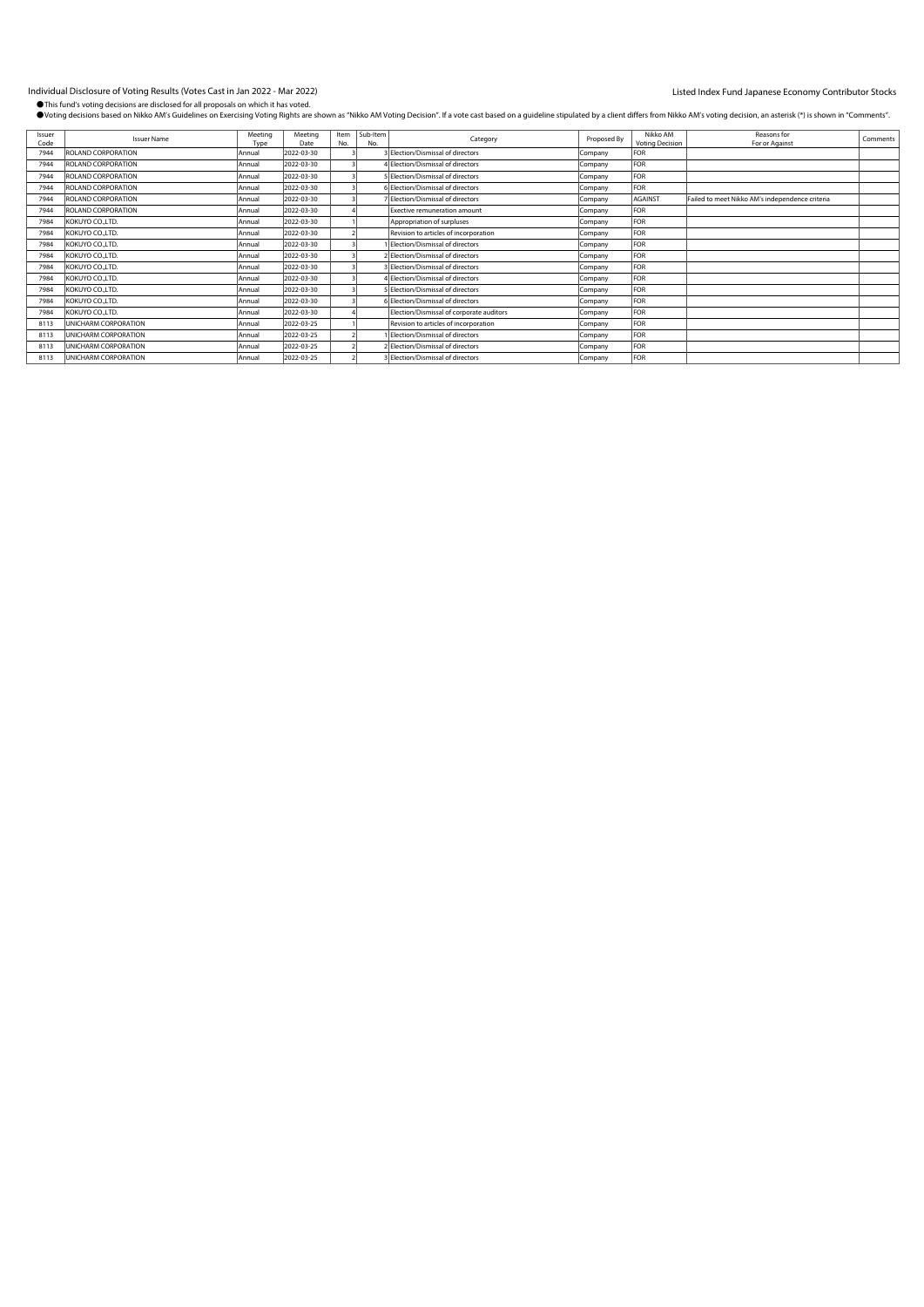Individual Disclosure of Voting Results (Votes Cast in Jan 2022 - Mar 2022)

Listed Index Fund Japanese Economy Contributor Stocks

●This fund's voting decisions are disclosed for all proposals on which it has voted.

●Voting decisions based on Nikko AM's Guidelines on Exercising Voting Rights are shown as "Nikko AM Voting Decision". If a vote cast based on a guideline stipulated by a client differs from Nikko AM's voting decision, an asterisk (*) is shown in "Comments".

| Issuer Code | Issuer Name | Meeting Type | Meeting Date | Item No. | Sub-Item No. | Category | Proposed By | Nikko AM Voting Decision | Reasons for For or Against | Comments |
|---|---|---|---|---|---|---|---|---|---|---|
| 7944 | ROLAND CORPORATION | Annual | 2022-03-30 | 3 | 3 | Election/Dismissal of directors | Company | FOR | | |
| 7944 | ROLAND CORPORATION | Annual | 2022-03-30 | 3 | 4 | Election/Dismissal of directors | Company | FOR | | |
| 7944 | ROLAND CORPORATION | Annual | 2022-03-30 | 3 | 5 | Election/Dismissal of directors | Company | FOR | | |
| 7944 | ROLAND CORPORATION | Annual | 2022-03-30 | 3 | 6 | Election/Dismissal of directors | Company | FOR | | |
| 7944 | ROLAND CORPORATION | Annual | 2022-03-30 | 3 | 7 | Election/Dismissal of directors | Company | AGAINST | Failed to meet Nikko AM's independence criteria | |
| 7944 | ROLAND CORPORATION | Annual | 2022-03-30 | 4 | | Exective remuneration amount | Company | FOR | | |
| 7984 | KOKUYO CO.,LTD. | Annual | 2022-03-30 | 1 | | Appropriation of surpluses | Company | FOR | | |
| 7984 | KOKUYO CO.,LTD. | Annual | 2022-03-30 | 2 | | Revision to articles of incorporation | Company | FOR | | |
| 7984 | KOKUYO CO.,LTD. | Annual | 2022-03-30 | 3 | 1 | Election/Dismissal of directors | Company | FOR | | |
| 7984 | KOKUYO CO.,LTD. | Annual | 2022-03-30 | 3 | 2 | Election/Dismissal of directors | Company | FOR | | |
| 7984 | KOKUYO CO.,LTD. | Annual | 2022-03-30 | 3 | 3 | Election/Dismissal of directors | Company | FOR | | |
| 7984 | KOKUYO CO.,LTD. | Annual | 2022-03-30 | 3 | 4 | Election/Dismissal of directors | Company | FOR | | |
| 7984 | KOKUYO CO.,LTD. | Annual | 2022-03-30 | 3 | 5 | Election/Dismissal of directors | Company | FOR | | |
| 7984 | KOKUYO CO.,LTD. | Annual | 2022-03-30 | 3 | 6 | Election/Dismissal of directors | Company | FOR | | |
| 7984 | KOKUYO CO.,LTD. | Annual | 2022-03-30 | 4 | | Election/Dismissal of corporate auditors | Company | FOR | | |
| 8113 | UNICHARM CORPORATION | Annual | 2022-03-25 | 1 | | Revision to articles of incorporation | Company | FOR | | |
| 8113 | UNICHARM CORPORATION | Annual | 2022-03-25 | 2 | 1 | Election/Dismissal of directors | Company | FOR | | |
| 8113 | UNICHARM CORPORATION | Annual | 2022-03-25 | 2 | 2 | Election/Dismissal of directors | Company | FOR | | |
| 8113 | UNICHARM CORPORATION | Annual | 2022-03-25 | 2 | 3 | Election/Dismissal of directors | Company | FOR | | |